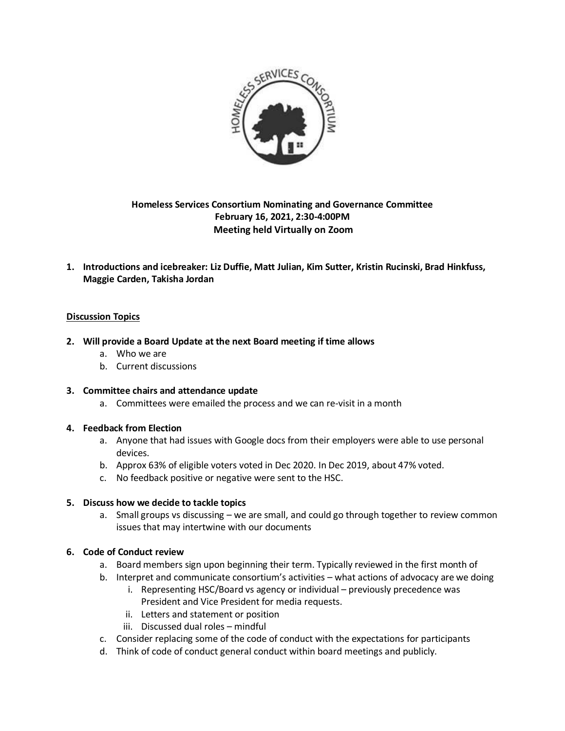**Homeless Services Consortium Nominating and Governance Committee**
**February 16, 2021, 2:30-4:00PM**
**Meeting held Virtually on Zoom**

1. **Introductions and icebreaker: Liz Duffie, Matt Julian, Kim Sutter, Kristin Rucinski, Brad Hinkfuss, Maggie Carden, Takisha Jordan**

**Discussion Topics**

2. **Will provide a Board Update at the next Board meeting if time allows**
   a. Who we are
   b. Current discussions

3. **Committee chairs and attendance update**
   a. Committees were emailed the process and we can re-visit in a month

4. **Feedback from Election**
   a. Anyone that had issues with Google docs from their employers were able to use personal devices.
   b. Approx 63% of eligible voters voted in Dec 2020. In Dec 2019, about 47% voted.
   c. No feedback positive or negative were sent to the HSC.

5. **Discuss how we decide to tackle topics**
   a. Small groups vs discussing – we are small, and could go through together to review common issues that may intertwine with our documents

6. **Code of Conduct review**
   a. Board members sign upon beginning their term. Typically reviewed in the first month of
   b. Interpret and communicate consortium's activities – what actions of advocacy are we doing
      i. Representing HSC/Board vs agency or individual – previously precedence was President and Vice President for media requests.
      ii. Letters and statement or position
      iii. Discussed dual roles – mindful
   c. Consider replacing some of the code of conduct with the expectations for participants
   d. Think of code of conduct general conduct within board meetings and publicly.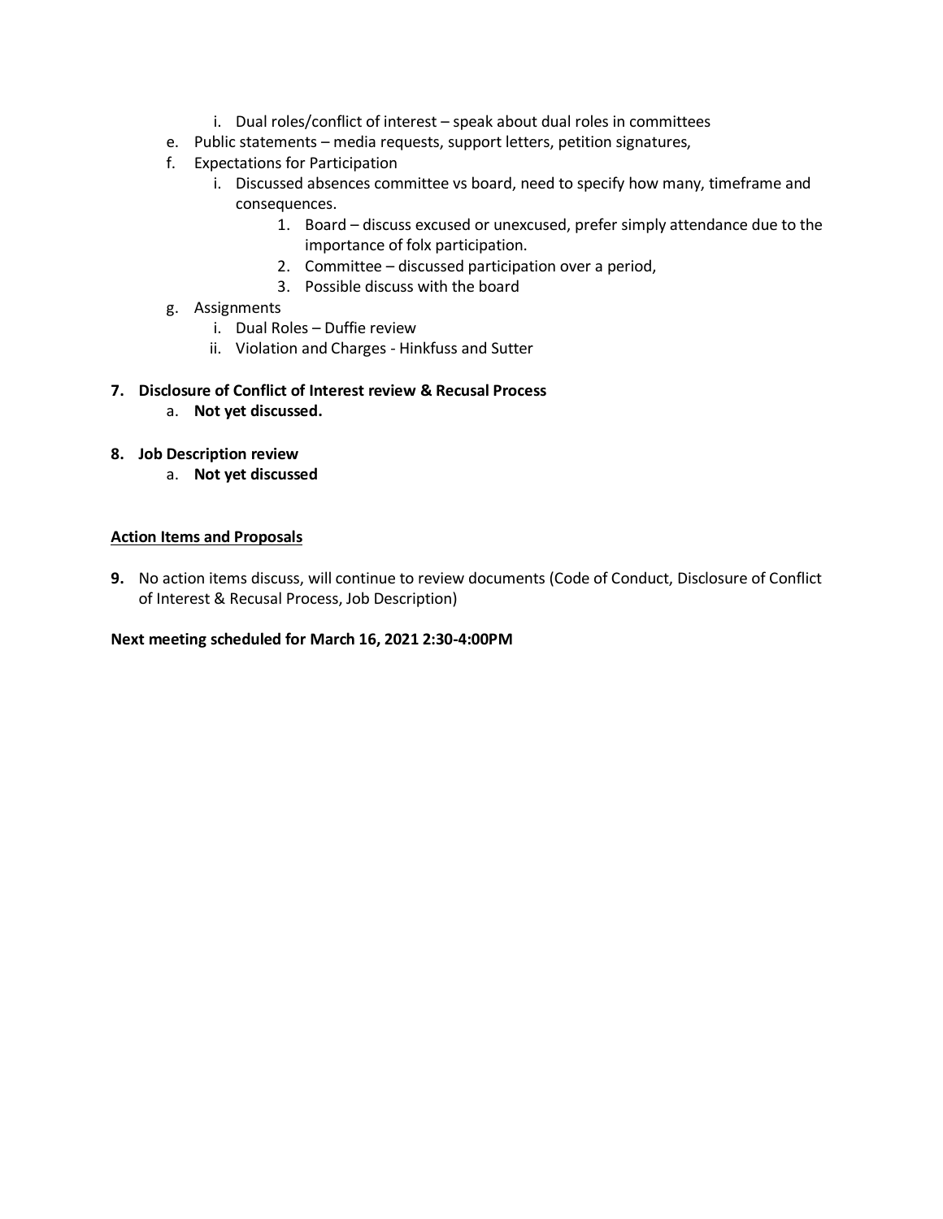i. Dual roles/conflict of interest – speak about dual roles in committees

   e. Public statements – media requests, support letters, petition signatures,
   f. Expectations for Participation
      i. Discussed absences committee vs board, need to specify how many, timeframe and consequences.
         1. Board – discuss excused or unexcused, prefer simply attendance due to the importance of folx participation.
         2. Committee – discussed participation over a period,
         3. Possible discuss with the board
   g. Assignments
      i. Dual Roles – Duffie review
      ii. Violation and Charges - Hinkfuss and Sutter

**7. Disclosure of Conflict of Interest review & Recusal Process**

   a. **Not yet discussed.**

**8. Job Description review**

   a. **Not yet discussed**

<u>**Action Items and Proposals**</u>

**9.** No action items discuss, will continue to review documents (Code of Conduct, Disclosure of Conflict of Interest & Recusal Process, Job Description)

**Next meeting scheduled for March 16, 2021 2:30-4:00PM**